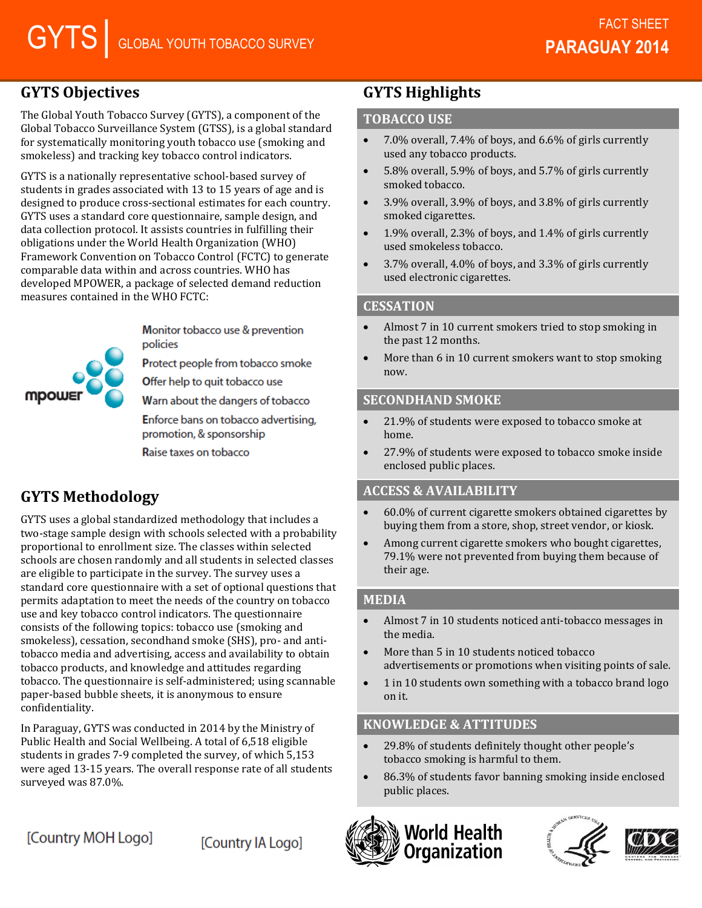# GYTS | GLOBAL YOUTH TOBACCO SURVEY

FACT SHEET
**PARAGUAY 2014**

## GYTS Objectives

The Global Youth Tobacco Survey (GYTS), a component of the Global Tobacco Surveillance System (GTSS), is a global standard for systematically monitoring youth tobacco use (smoking and smokeless) and tracking key tobacco control indicators.

GYTS is a nationally representative school-based survey of students in grades associated with 13 to 15 years of age and is designed to produce cross-sectional estimates for each country. GYTS uses a standard core questionnaire, sample design, and data collection protocol. It assists countries in fulfilling their obligations under the World Health Organization (WHO) Framework Convention on Tobacco Control (FCTC) to generate comparable data within and across countries. WHO has developed MPOWER, a package of selected demand reduction measures contained in the WHO FCTC:

mpower

- Monitor tobacco use & prevention policies
- Protect people from tobacco smoke
- Offer help to quit tobacco use
- Warn about the dangers of tobacco
- Enforce bans on tobacco advertising, promotion, & sponsorship
- Raise taxes on tobacco

## GYTS Methodology

GYTS uses a global standardized methodology that includes a two-stage sample design with schools selected with a probability proportional to enrollment size. The classes within selected schools are chosen randomly and all students in selected classes are eligible to participate in the survey. The survey uses a standard core questionnaire with a set of optional questions that permits adaptation to meet the needs of the country on tobacco use and key tobacco control indicators. The questionnaire consists of the following topics: tobacco use (smoking and smokeless), cessation, secondhand smoke (SHS), pro- and anti-tobacco media and advertising, access and availability to obtain tobacco products, and knowledge and attitudes regarding tobacco. The questionnaire is self-administered; using scannable paper-based bubble sheets, it is anonymous to ensure confidentiality.

In Paraguay, GYTS was conducted in 2014 by the Ministry of Public Health and Social Wellbeing. A total of 6,518 eligible students in grades 7-9 completed the survey, of which 5,153 were aged 13-15 years. The overall response rate of all students surveyed was 87.0%.

## GYTS Highlights

### TOBACCO USE

- 7.0% overall, 7.4% of boys, and 6.6% of girls currently used any tobacco products.
- 5.8% overall, 5.9% of boys, and 5.7% of girls currently smoked tobacco.
- 3.9% overall, 3.9% of boys, and 3.8% of girls currently smoked cigarettes.
- 1.9% overall, 2.3% of boys, and 1.4% of girls currently used smokeless tobacco.
- 3.7% overall, 4.0% of boys, and 3.3% of girls currently used electronic cigarettes.

### CESSATION

- Almost 7 in 10 current smokers tried to stop smoking in the past 12 months.
- More than 6 in 10 current smokers want to stop smoking now.

### SECONDHAND SMOKE

- 21.9% of students were exposed to tobacco smoke at home.
- 27.9% of students were exposed to tobacco smoke inside enclosed public places.

### ACCESS & AVAILABILITY

- 60.0% of current cigarette smokers obtained cigarettes by buying them from a store, shop, street vendor, or kiosk.
- Among current cigarette smokers who bought cigarettes, 79.1% were not prevented from buying them because of their age.

### MEDIA

- Almost 7 in 10 students noticed anti-tobacco messages in the media.
- More than 5 in 10 students noticed tobacco advertisements or promotions when visiting points of sale.
- 1 in 10 students own something with a tobacco brand logo on it.

### KNOWLEDGE & ATTITUDES

- 29.8% of students definitely thought other people's tobacco smoking is harmful to them.
- 86.3% of students favor banning smoking inside enclosed public places.

[Country MOH Logo] [Country IA Logo] World Health Organization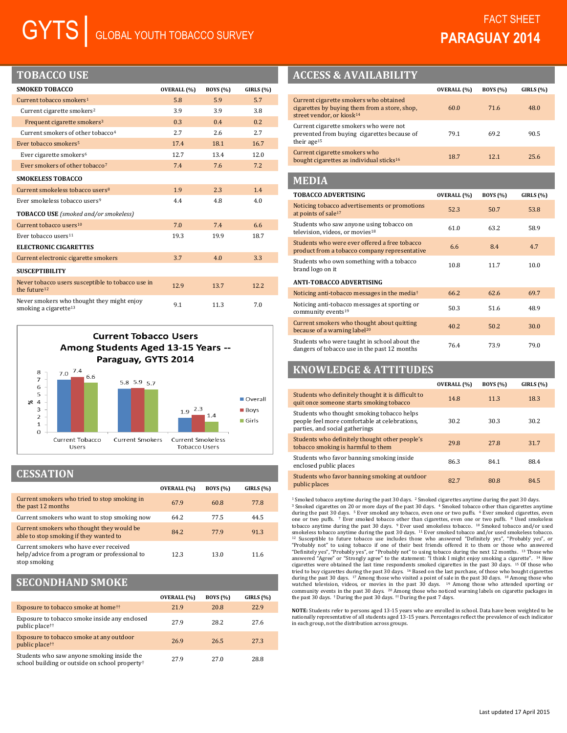# GYTS | GLOBAL YOUTH TOBACCO SURVEY

FACT SHEET
**PARAGUAY 2014**

## TOBACCO USE

| SMOKED TOBACCO | OVERALL (%) | BOYS (%) | GIRLS (%) |
|---|---|---|---|
| Current tobacco smokers[1] | 5.8 | 5.9 | 5.7 |
| Current cigarette smokers[2] | 3.9 | 3.9 | 3.8 |
| Frequent cigarette smokers[3] | 0.3 | 0.4 | 0.2 |
| Current smokers of other tobacco[4] | 2.7 | 2.6 | 2.7 |
| Ever tobacco smokers[5] | 17.4 | 18.1 | 16.7 |
| Ever cigarette smokers[6] | 12.7 | 13.4 | 12.0 |
| Ever smokers of other tobacco[7] | 7.4 | 7.6 | 7.2 |
| **SMOKELESS TOBACCO** | | | |
| Current smokeless tobacco users[8] | 1.9 | 2.3 | 1.4 |
| Ever smokeless tobacco users[9] | 4.4 | 4.8 | 4.0 |
| **TOBACCO USE** *(smoked and/or smokeless)* | | | |
| Current tobacco users[10] | 7.0 | 7.4 | 6.6 |
| Ever tobacco users[11] | 19.3 | 19.9 | 18.7 |
| **ELECTRONIC CIGARETTES** | | | |
| Current electronic cigarette smokers | 3.7 | 4.0 | 3.3 |
| **SUSCEPTIBILITY** | | | |
| Never tobacco users susceptible to tobacco use in the future[12] | 12.9 | 13.7 | 12.2 |
| Never smokers who thought they might enjoy smoking a cigarette[13] | 9.1 | 11.3 | 7.0 |

Current Tobacco Users Among Students Aged 13-15 Years -- Paraguay, GYTS 2014

%
8
7
6
5
4
3
2
1
0

7.0 7.4 6.6
5.8 5.9 5.7
1.9 2.3 1.4

Current Tobacco Users
Current Smokers
Current Smokeless Tobacco Users

Overall
Boys
Girls

## CESSATION

| | OVERALL (%) | BOYS (%) | GIRLS (%) |
|---|---|---|---|
| Current smokers who tried to stop smoking in the past 12 months | 67.9 | 60.8 | 77.8 |
| Current smokers who want to stop smoking now | 64.2 | 77.5 | 44.5 |
| Current smokers who thought they would be able to stop smoking if they wanted to | 84.2 | 77.9 | 91.3 |
| Current smokers who have ever received help/advice from a program or professional to stop smoking | 12.3 | 13.0 | 11.6 |

## SECONDHAND SMOKE

| | OVERALL (%) | BOYS (%) | GIRLS (%) |
|---|---|---|---|
| Exposure to tobacco smoke at home†† | 21.9 | 20.8 | 22.9 |
| Exposure to tobacco smoke inside any enclosed public place†† | 27.9 | 28.2 | 27.6 |
| Exposure to tobacco smoke at any outdoor public place†† | 26.9 | 26.5 | 27.3 |
| Students who saw anyone smoking inside the school building or outside on school property† | 27.9 | 27.0 | 28.8 |

## ACCESS & AVAILABILITY

| | OVERALL (%) | BOYS (%) | GIRLS (%) |
|---|---|---|---|
| Current cigarette smokers who obtained cigarettes by buying them from a store, shop, street vendor, or kiosk[14] | 60.0 | 71.6 | 48.0 |
| Current cigarette smokers who were not prevented from buying cigarettes because of their age[15] | 79.1 | 69.2 | 90.5 |
| Current cigarette smokers who bought cigarettes as individual sticks[16] | 18.7 | 12.1 | 25.6 |

## MEDIA

| TOBACCO ADVERTISING | OVERALL (%) | BOYS (%) | GIRLS (%) |
|---|---|---|---|
| Noticing tobacco advertisements or promotions at points of sale[17] | 52.3 | 50.7 | 53.8 |
| Students who saw anyone using tobacco on television, videos, or movies[18] | 61.0 | 63.2 | 58.9 |
| Students who were ever offered a free tobacco product from a tobacco company representative | 6.6 | 8.4 | 4.7 |
| Students who own something with a tobacco brand logo on it | 10.8 | 11.7 | 10.0 |
| **ANTI-TOBACCO ADVERTISING** | | | |
| Noticing anti-tobacco messages in the media† | 66.2 | 62.6 | 69.7 |
| Noticing anti-tobacco messages at sporting or community events[19] | 50.3 | 51.6 | 48.9 |
| Current smokers who thought about quitting because of a warning label[20] | 40.2 | 50.2 | 30.0 |
| Students who were taught in school about the dangers of tobacco use in the past 12 months | 76.4 | 73.9 | 79.0 |

## KNOWLEDGE & ATTITUDES

| | OVERALL (%) | BOYS (%) | GIRLS (%) |
|---|---|---|---|
| Students who definitely thought it is difficult to quit once someone starts smoking tobacco | 14.8 | 11.3 | 18.3 |
| Students who thought smoking tobacco helps people feel more comfortable at celebrations, parties, and social gatherings | 30.2 | 30.3 | 30.2 |
| Students who definitely thought other people's tobacco smoking is harmful to them | 29.8 | 27.8 | 31.7 |
| Students who favor banning smoking inside enclosed public places | 86.3 | 84.1 | 88.4 |
| Students who favor banning smoking at outdoor public places | 82.7 | 80.8 | 84.5 |

[1] Smoked tobacco anytime during the past 30 days. [2] Smoked cigarettes anytime during the past 30 days. [3] Smoked cigarettes on 20 or more days of the past 30 days. [4] Smoked tobacco other than cigarettes anytime during the past 30 days. [5] Ever smoked any tobacco, even one or two puffs. [6] Ever smoked cigarettes, even one or two puffs. [7] Ever smoked tobacco other than cigarettes, even one or two puffs. [8] Used smokeless tobacco anytime during the past 30 days. [9] Ever used smokeless tobacco. [10] Smoked tobacco and/or used smokeless tobacco anytime during the past 30 days. [11] Ever smoked tobacco and/or used smokeless tobacco. [12] Susceptible to future tobacco use includes those who answered "Definitely yes", "Probably yes", or "Probably not" to using tobacco if one of their best friends offered it to them or those who answered "Definitely yes", "Probably yes", or "Probably not" to using tobacco during the next 12 months. [13] Those who answered "Agree" or "Strongly agree" to the statement: "I think I might enjoy smoking a cigarette". [14] How cigarettes were obtained the last time respondents smoked cigarettes in the past 30 days. [15] Of those who tried to buy cigarettes during the past 30 days. [16] Based on the last purchase, of those who bought cigarettes during the past 30 days. [17] Among those who visited a point of sale in the past 30 days. [18] Among those who watched television, videos, or movies in the past 30 days. [19] Among those who attended sporting or community events in the past 30 days. [20] Among those who noticed warning labels on cigarette packages in the past 30 days. † During the past 30 days. †† During the past 7 days.

**NOTE:** Students refer to persons aged 13-15 years who are enrolled in school. Data have been weighted to be nationally representative of all students aged 13-15 years. Percentages reflect the prevalence of each indicator in each group, not the distribution across groups.

Last updated 17 April 2015